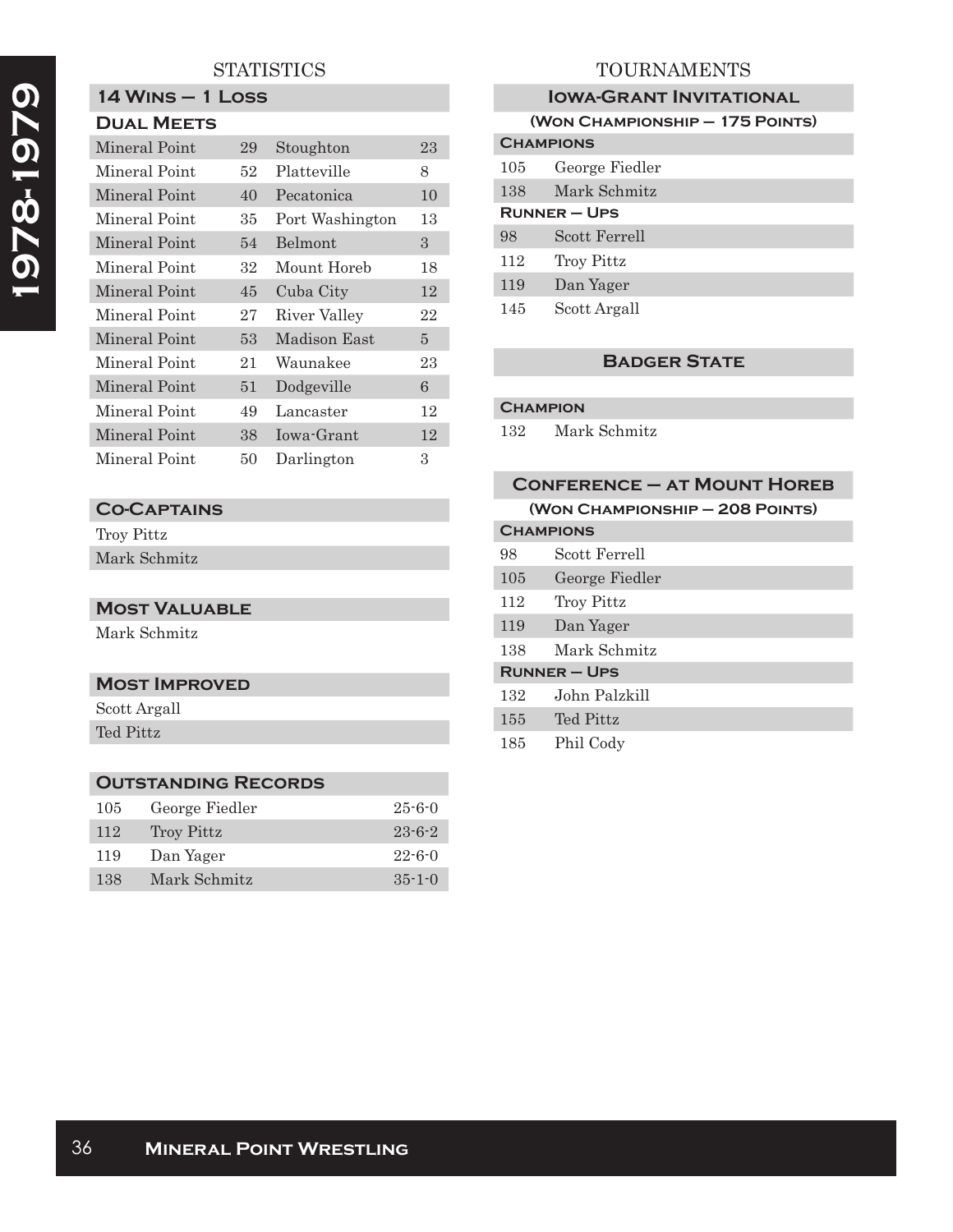# 1978-1979

## STATISTICS

### 14 Wins – 1 Loss

### Dual Meets

| Team | Score | Opponent | Score |
|---|---|---|---|
| Mineral Point | 29 | Stoughton | 23 |
| Mineral Point | 52 | Platteville | 8 |
| Mineral Point | 40 | Pecatonica | 10 |
| Mineral Point | 35 | Port Washington | 13 |
| Mineral Point | 54 | Belmont | 3 |
| Mineral Point | 32 | Mount Horeb | 18 |
| Mineral Point | 45 | Cuba City | 12 |
| Mineral Point | 27 | River Valley | 22 |
| Mineral Point | 53 | Madison East | 5 |
| Mineral Point | 21 | Waunakee | 23 |
| Mineral Point | 51 | Dodgeville | 6 |
| Mineral Point | 49 | Lancaster | 12 |
| Mineral Point | 38 | Iowa-Grant | 12 |
| Mineral Point | 50 | Darlington | 3 |

### Co-Captains

Troy Pittz
Mark Schmitz

### Most Valuable

Mark Schmitz

### Most Improved

Scott Argall
Ted Pittz

### Outstanding Records

| Weight | Name | Record |
|---|---|---|
| 105 | George Fiedler | 25-6-0 |
| 112 | Troy Pittz | 23-6-2 |
| 119 | Dan Yager | 22-6-0 |
| 138 | Mark Schmitz | 35-1-0 |

## TOURNAMENTS

### Iowa-Grant Invitational

**(Won Championship – 175 Points)**

**Champions**

| Weight | Name |
|---|---|
| 105 | George Fiedler |
| 138 | Mark Schmitz |

**Runner – Ups**

| Weight | Name |
|---|---|
| 98 | Scott Ferrell |
| 112 | Troy Pittz |
| 119 | Dan Yager |
| 145 | Scott Argall |

### Badger State

**Champion**

| Weight | Name |
|---|---|
| 132 | Mark Schmitz |

### Conference – at Mount Horeb

**(Won Championship – 208 Points)**

**Champions**

| Weight | Name |
|---|---|
| 98 | Scott Ferrell |
| 105 | George Fiedler |
| 112 | Troy Pittz |
| 119 | Dan Yager |
| 138 | Mark Schmitz |

**Runner – Ups**

| Weight | Name |
|---|---|
| 132 | John Palzkill |
| 155 | Ted Pittz |
| 185 | Phil Cody |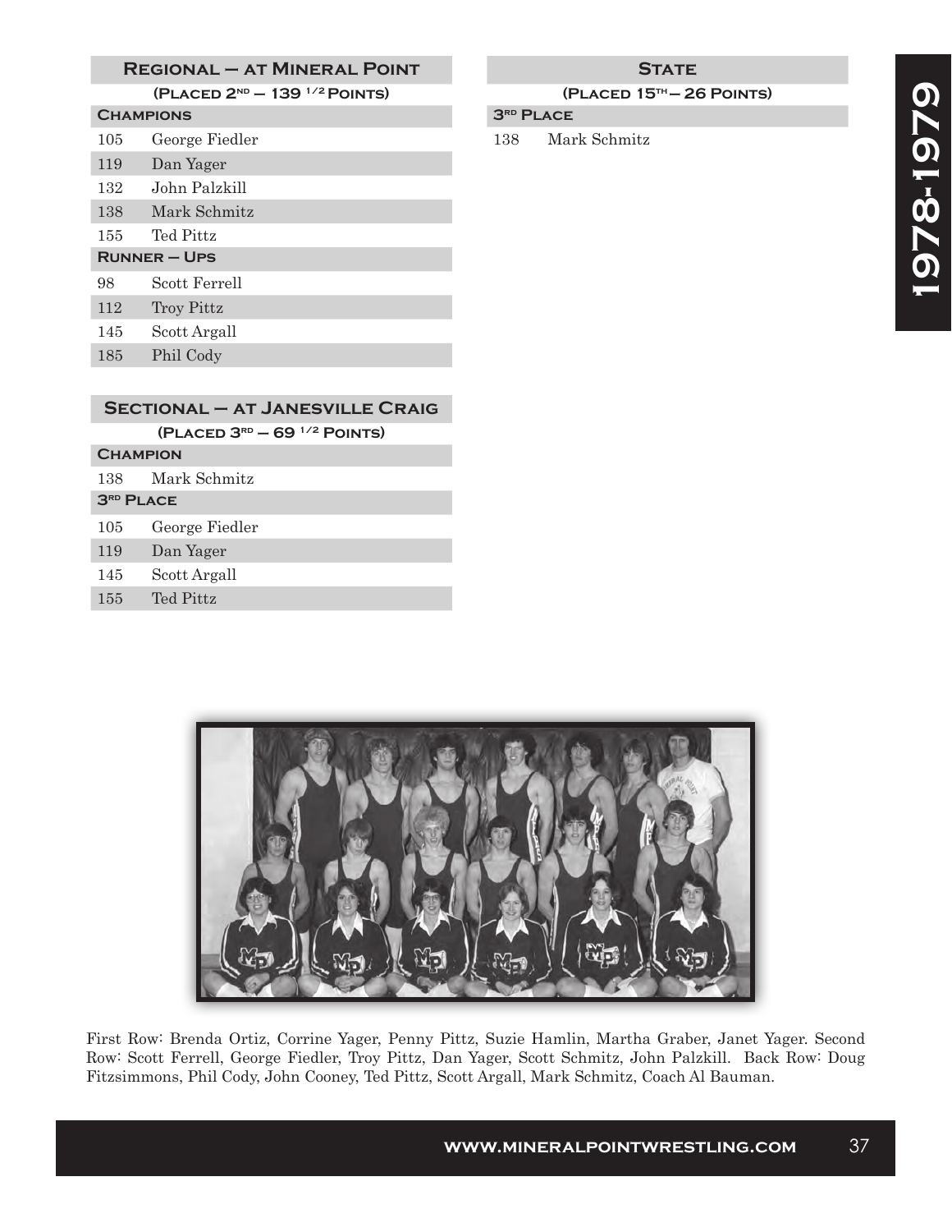## Regional – at Mineral Point

**(Placed 2nd – 139 1/2 Points)**

| | |
|---|---|
| **Champions** | |
| 105 | George Fiedler |
| 119 | Dan Yager |
| 132 | John Palzkill |
| 138 | Mark Schmitz |
| 155 | Ted Pittz |
| **Runner – Ups** | |
| 98 | Scott Ferrell |
| 112 | Troy Pittz |
| 145 | Scott Argall |
| 185 | Phil Cody |

## Sectional – at Janesville Craig

**(Placed 3rd – 69 1/2 Points)**

| | |
|---|---|
| **Champion** | |
| 138 | Mark Schmitz |
| **3rd Place** | |
| 105 | George Fiedler |
| 119 | Dan Yager |
| 145 | Scott Argall |
| 155 | Ted Pittz |

## State

**(Placed 15th – 26 Points)**

| | |
|---|---|
| **3rd Place** | |
| 138 | Mark Schmitz |

# 1978-1979

First Row: Brenda Ortiz, Corrine Yager, Penny Pittz, Suzie Hamlin, Martha Graber, Janet Yager. Second Row: Scott Ferrell, George Fiedler, Troy Pittz, Dan Yager, Scott Schmitz, John Palzkill. Back Row: Doug Fitzsimmons, Phil Cody, John Cooney, Ted Pittz, Scott Argall, Mark Schmitz, Coach Al Bauman.

www.mineralpointwrestling.com